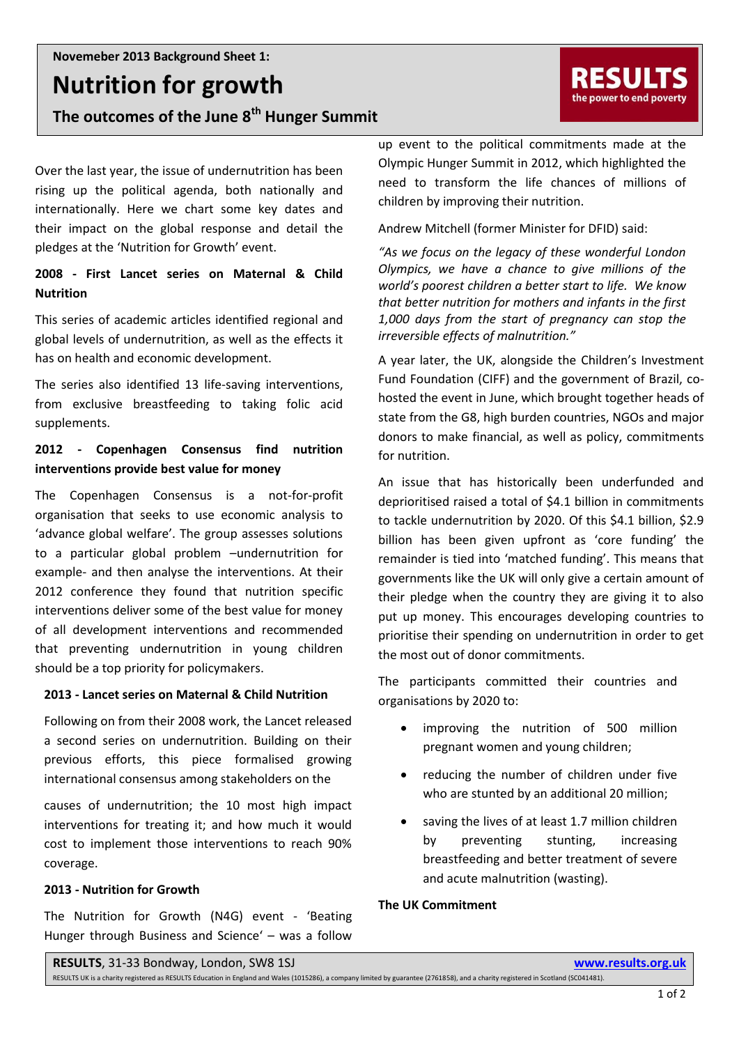Novemeber 2013 Background Sheet 1:

# Nutrition for growth

## The outcomes of the June 8th Hunger Summit

RESULTS the power to end poverty

Over the last year, the issue of undernutrition has been rising up the political agenda, both nationally and internationally. Here we chart some key dates and their impact on the global response and detail the pledges at the 'Nutrition for Growth' event.

### 2008 - First Lancet series on Maternal & Child Nutrition

This series of academic articles identified regional and global levels of undernutrition, as well as the effects it has on health and economic development.

The series also identified 13 life-saving interventions, from exclusive breastfeeding to taking folic acid supplements.

### 2012 - Copenhagen Consensus find nutrition interventions provide best value for money

The Copenhagen Consensus is a not-for-profit organisation that seeks to use economic analysis to 'advance global welfare'. The group assesses solutions to a particular global problem –undernutrition for example- and then analyse the interventions. At their 2012 conference they found that nutrition specific interventions deliver some of the best value for money of all development interventions and recommended that preventing undernutrition in young children should be a top priority for policymakers.

### 2013 - Lancet series on Maternal & Child Nutrition

Following on from their 2008 work, the Lancet released a second series on undernutrition. Building on their previous efforts, this piece formalised growing international consensus among stakeholders on the causes of undernutrition; the 10 most high impact interventions for treating it; and how much it would cost to implement those interventions to reach 90% coverage.

### 2013 - Nutrition for Growth

The Nutrition for Growth (N4G) event - 'Beating Hunger through Business and Science' – was a follow up event to the political commitments made at the Olympic Hunger Summit in 2012, which highlighted the need to transform the life chances of millions of children by improving their nutrition.

Andrew Mitchell (former Minister for DFID) said:

*"As we focus on the legacy of these wonderful London Olympics, we have a chance to give millions of the world's poorest children a better start to life. We know that better nutrition for mothers and infants in the first 1,000 days from the start of pregnancy can stop the irreversible effects of malnutrition."*

A year later, the UK, alongside the Children's Investment Fund Foundation (CIFF) and the government of Brazil, co-hosted the event in June, which brought together heads of state from the G8, high burden countries, NGOs and major donors to make financial, as well as policy, commitments for nutrition.

An issue that has historically been underfunded and deprioritised raised a total of $4.1 billion in commitments to tackle undernutrition by 2020. Of this $4.1 billion, $2.9 billion has been given upfront as 'core funding' the remainder is tied into 'matched funding'. This means that governments like the UK will only give a certain amount of their pledge when the country they are giving it to also put up money. This encourages developing countries to prioritise their spending on undernutrition in order to get the most out of donor commitments.

The participants committed their countries and organisations by 2020 to:

- improving the nutrition of 500 million pregnant women and young children;
- reducing the number of children under five who are stunted by an additional 20 million;
- saving the lives of at least 1.7 million children by preventing stunting, increasing breastfeeding and better treatment of severe and acute malnutrition (wasting).

### The UK Commitment

**RESULTS**, 31-33 Bondway, London, SW8 1SJ www.results.org.uk

RESULTS UK is a charity registered as RESULTS Education in England and Wales (1015286), a company limited by guarantee (2761858), and a charity registered in Scotland (SC041481).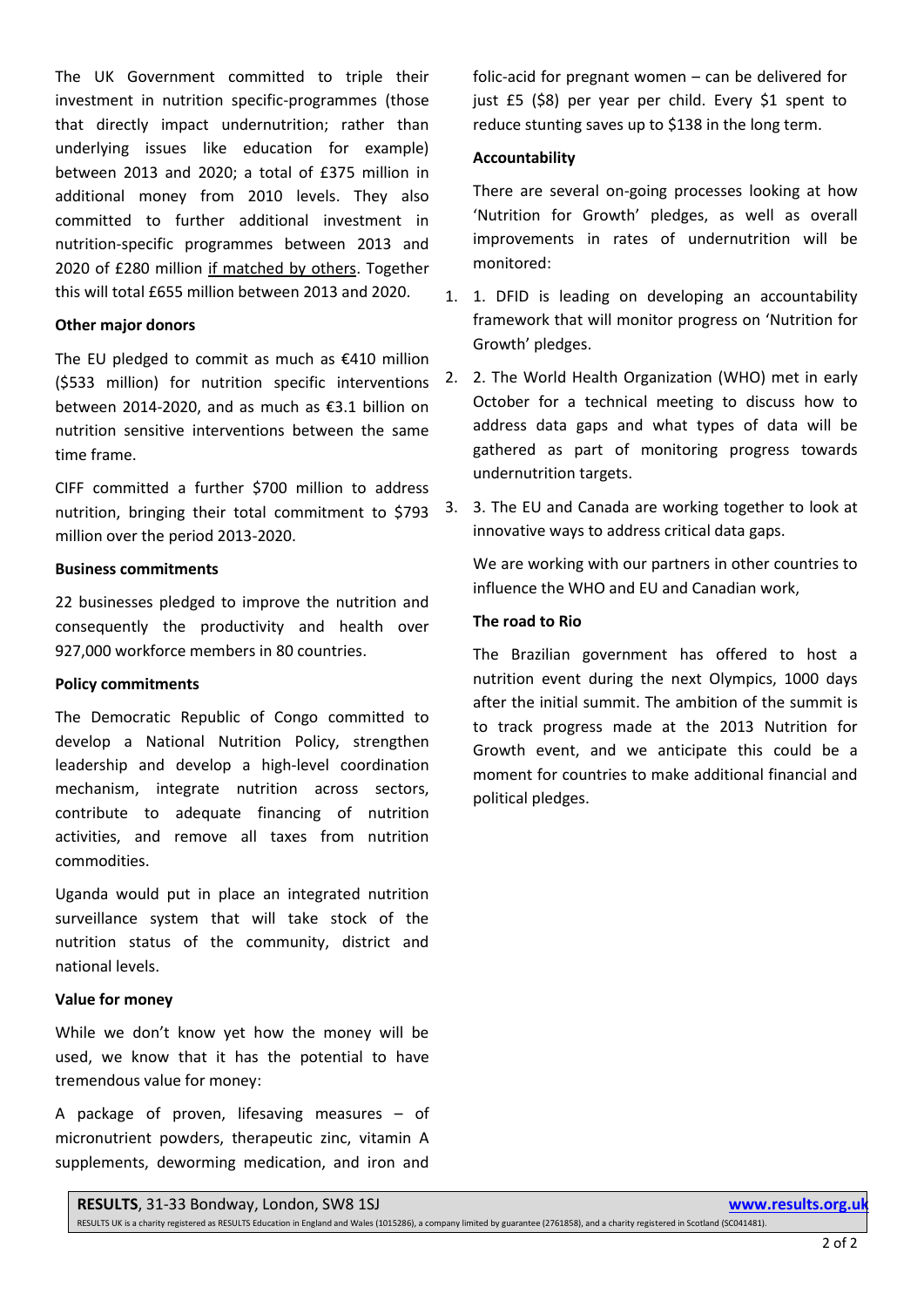The UK Government committed to triple their investment in nutrition specific-programmes (those that directly impact undernutrition; rather than underlying issues like education for example) between 2013 and 2020; a total of £375 million in additional money from 2010 levels. They also committed to further additional investment in nutrition-specific programmes between 2013 and 2020 of £280 million <u>if matched by others</u>. Together this will total £655 million between 2013 and 2020.

**Other major donors**

The EU pledged to commit as much as €410 million ($533 million) for nutrition specific interventions between 2014-2020, and as much as €3.1 billion on nutrition sensitive interventions between the same time frame.

CIFF committed a further $700 million to address nutrition, bringing their total commitment to $793 million over the period 2013-2020.

**Business commitments**

22 businesses pledged to improve the nutrition and consequently the productivity and health over 927,000 workforce members in 80 countries.

**Policy commitments**

The Democratic Republic of Congo committed to develop a National Nutrition Policy, strengthen leadership and develop a high-level coordination mechanism, integrate nutrition across sectors, contribute to adequate financing of nutrition activities, and remove all taxes from nutrition commodities.

Uganda would put in place an integrated nutrition surveillance system that will take stock of the nutrition status of the community, district and national levels.

**Value for money**

While we don't know yet how the money will be used, we know that it has the potential to have tremendous value for money:

A package of proven, lifesaving measures – of micronutrient powders, therapeutic zinc, vitamin A supplements, deworming medication, and iron and folic-acid for pregnant women – can be delivered for just £5 ($8) per year per child. Every $1 spent to reduce stunting saves up to $138 in the long term.

**Accountability**

There are several on-going processes looking at how 'Nutrition for Growth' pledges, as well as overall improvements in rates of undernutrition will be monitored:

1. DFID is leading on developing an accountability framework that will monitor progress on 'Nutrition for Growth' pledges.
2. The World Health Organization (WHO) met in early October for a technical meeting to discuss how to address data gaps and what types of data will be gathered as part of monitoring progress towards undernutrition targets.
3. The EU and Canada are working together to look at innovative ways to address critical data gaps.

We are working with our partners in other countries to influence the WHO and EU and Canadian work,

**The road to Rio**

The Brazilian government has offered to host a nutrition event during the next Olympics, 1000 days after the initial summit. The ambition of the summit is to track progress made at the 2013 Nutrition for Growth event, and we anticipate this could be a moment for countries to make additional financial and political pledges.

**RESULTS**, 31-33 Bondway, London, SW8 1SJ    www.results.org.uk

RESULTS UK is a charity registered as RESULTS Education in England and Wales (1015286), a company limited by guarantee (2761858), and a charity registered in Scotland (SC041481).